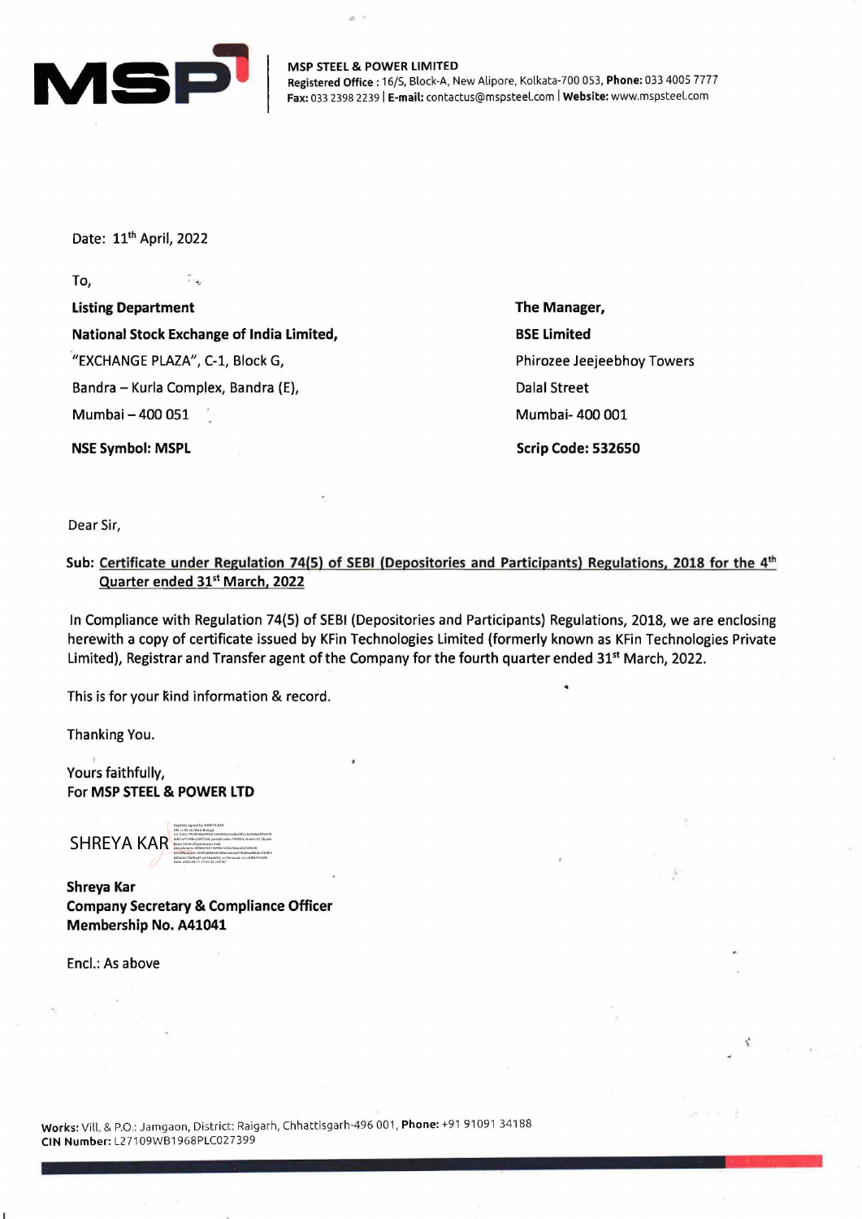**MSP STEEL & POWER LIMITED**
**Registered Office :** 16/S, Block-A, New Alipore, Kolkata-700 053, **Phone:** 033 4005 7777
**Fax:** 033 2398 2239 | **E-mail:** contactus@mspsteel.com | **Website:** www.mspsteel.com

Date: 11th April, 2022

To,

| **Listing Department** | **The Manager,** |
|---|---|
| **National Stock Exchange of India Limited,** | **BSE Limited** |
| "EXCHANGE PLAZA", C-1, Block G, | Phirozee Jeejeebhoy Towers |
| Bandra – Kurla Complex, Bandra (E), | Dalal Street |
| Mumbai – 400 051 | Mumbai- 400 001 |
| **NSE Symbol: MSPL** | **Scrip Code: 532650** |

Dear Sir,

**Sub: Certificate under Regulation 74(5) of SEBI (Depositories and Participants) Regulations, 2018 for the 4th Quarter ended 31st March, 2022**

In Compliance with Regulation 74(5) of SEBI (Depositories and Participants) Regulations, 2018, we are enclosing herewith a copy of certificate issued by KFin Technologies Limited (formerly known as KFin Technologies Private Limited), Registrar and Transfer agent of the Company for the fourth quarter ended 31st March, 2022.

This is for your kind information & record.

Thanking You.

Yours faithfully,
For **MSP STEEL & POWER LTD**

SHREYA KAR

**Shreya Kar**
**Company Secretary & Compliance Officer**
**Membership No. A41041**

Encl.: As above

**Works:** Vill. & P.O.: Jamgaon, District: Raigarh, Chhattisgarh-496 001, **Phone:** +91 91091 34188
**CIN Number:** L27109WB1968PLC027399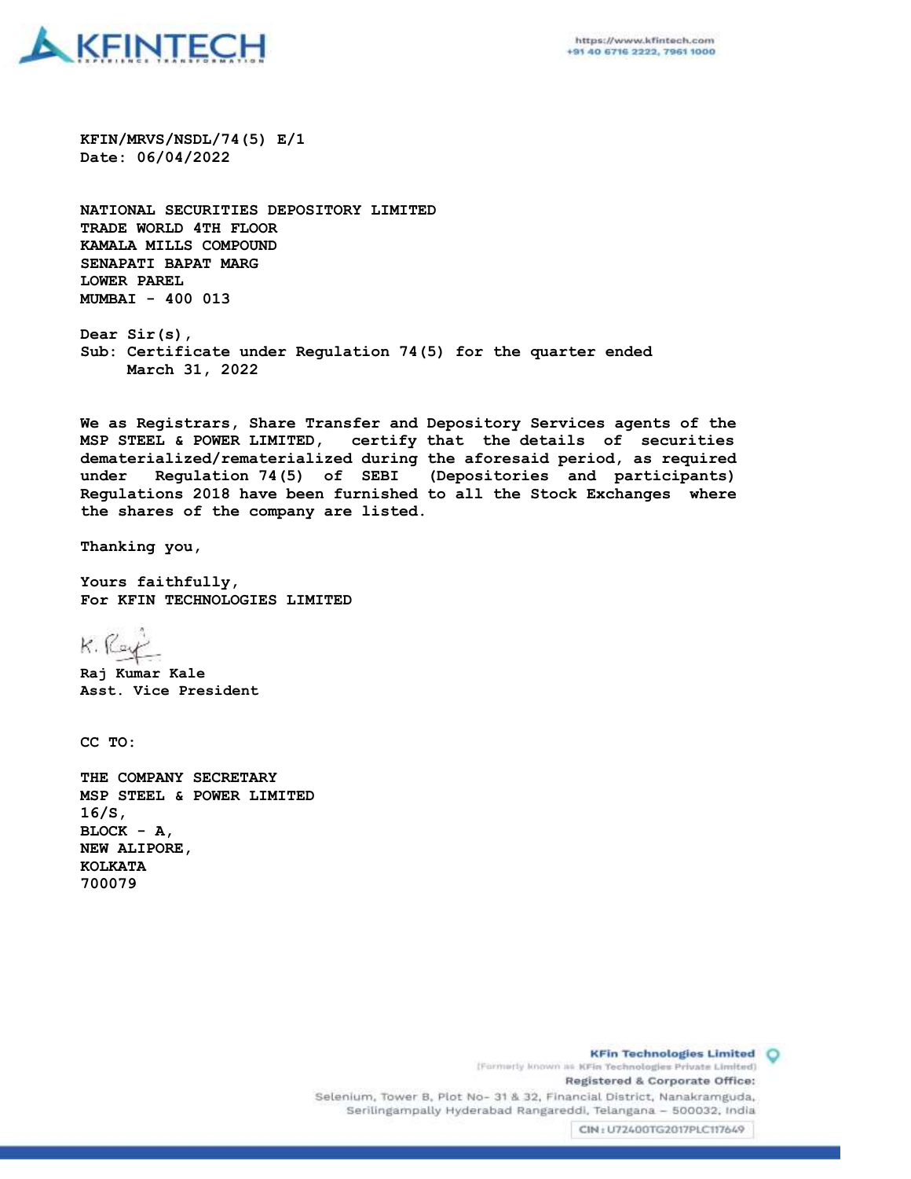KFIN/MRVS/NSDL/74(5) E/1
Date: 06/04/2022

NATIONAL SECURITIES DEPOSITORY LIMITED
TRADE WORLD 4TH FLOOR
KAMALA MILLS COMPOUND
SENAPATI BAPAT MARG
LOWER PAREL
MUMBAI - 400 013

Dear Sir(s),
Sub: Certificate under Regulation 74(5) for the quarter ended March 31, 2022

We as Registrars, Share Transfer and Depository Services agents of the MSP STEEL & POWER LIMITED, certify that the details of securities dematerialized/rematerialized during the aforesaid period, as required under Regulation 74(5) of SEBI (Depositories and participants) Regulations 2018 have been furnished to all the Stock Exchanges where the shares of the company are listed.

Thanking you,

Yours faithfully,
For KFIN TECHNOLOGIES LIMITED

Raj Kumar Kale
Asst. Vice President

CC TO:

THE COMPANY SECRETARY
MSP STEEL & POWER LIMITED
16/S,
BLOCK - A,
NEW ALIPORE,
KOLKATA
700079

KFin Technologies Limited
(Formerly known as KFin Technologies Private Limited)
Registered & Corporate Office:
Selenium, Tower B, Plot No- 31 & 32, Financial District, Nanakramguda, Serilingampally Hyderabad Rangareddi, Telangana – 500032, India
CIN: U72400TG2017PLC117649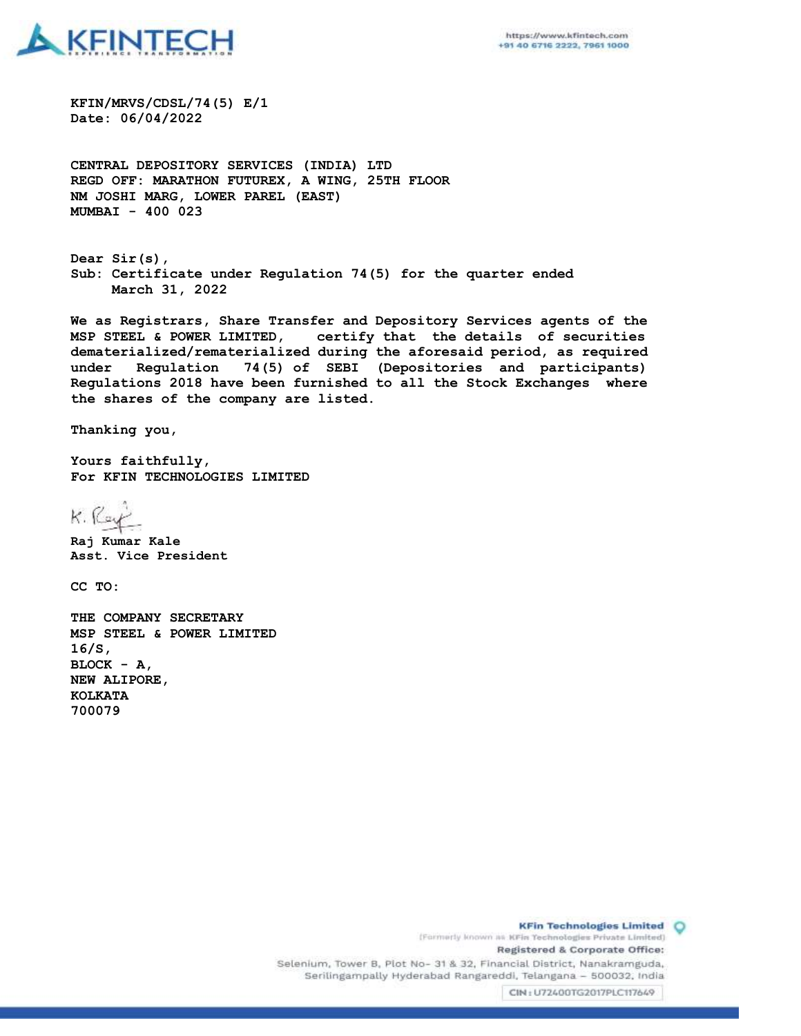KFIN/MRVS/CDSL/74(5) E/1
Date: 06/04/2022

CENTRAL DEPOSITORY SERVICES (INDIA) LTD
REGD OFF: MARATHON FUTUREX, A WING, 25TH FLOOR
NM JOSHI MARG, LOWER PAREL (EAST)
MUMBAI - 400 023

Dear Sir(s),
Sub: Certificate under Regulation 74(5) for the quarter ended March 31, 2022

We as Registrars, Share Transfer and Depository Services agents of the MSP STEEL & POWER LIMITED, certify that the details of securities dematerialized/rematerialized during the aforesaid period, as required under Regulation 74(5) of SEBI (Depositories and participants) Regulations 2018 have been furnished to all the Stock Exchanges where the shares of the company are listed.

Thanking you,

Yours faithfully,
For KFIN TECHNOLOGIES LIMITED

K. Ray

Raj Kumar Kale
Asst. Vice President

CC TO:

THE COMPANY SECRETARY
MSP STEEL & POWER LIMITED
16/S,
BLOCK - A,
NEW ALIPORE,
KOLKATA
700079

KFin Technologies Limited
(Formerly known as KFin Technologies Private Limited)
Registered & Corporate Office:
Selenium, Tower B, Plot No- 31 & 32, Financial District, Nanakramguda, Serilingampally Hyderabad Rangareddi, Telangana – 500032, India
CIN: U72400TG2017PLC117649